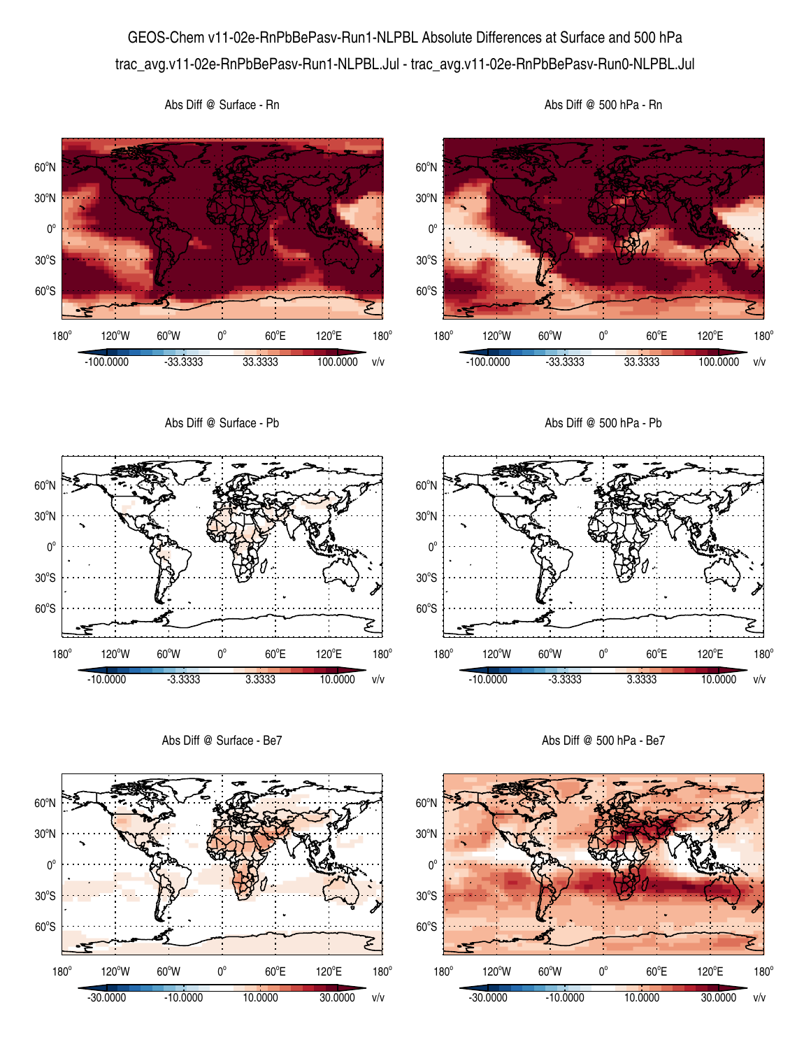GEOS-Chem v11-02e-RnPbBePasv-Run1-NLPBL Absolute Differences at Surface and 500 hPa

trac_avg.v11-02e-RnPbBePasv-Run1-NLPBL.Jul - trac_avg.v11-02e-RnPbBePasv-Run0-NLPBL.Jul

Abs Diff @ Surface - Rn

180° 120°W 60°W 0° 60°E 120°E 180°

60°N 30°N 0° 30°S 60°S

-100.0000 -33.3333 33.3333 100.0000 v/v

Abs Diff @ 500 hPa - Rn

180° 120°W 60°W 0° 60°E 120°E 180°

60°N 30°N 0° 30°S 60°S

-100.0000 -33.3333 33.3333 100.0000 v/v

Abs Diff @ Surface - Pb

180° 120°W 60°W 0° 60°E 120°E 180°

60°N 30°N 0° 30°S 60°S

-10.0000 -3.3333 3.3333 10.0000 v/v

Abs Diff @ 500 hPa - Pb

180° 120°W 60°W 0° 60°E 120°E 180°

60°N 30°N 0° 30°S 60°S

-10.0000 -3.3333 3.3333 10.0000 v/v

Abs Diff @ Surface - Be7

180° 120°W 60°W 0° 60°E 120°E 180°

60°N 30°N 0° 30°S 60°S

-30.0000 -10.0000 10.0000 30.0000 v/v

Abs Diff @ 500 hPa - Be7

180° 120°W 60°W 0° 60°E 120°E 180°

60°N 30°N 0° 30°S 60°S

-30.0000 -10.0000 10.0000 30.0000 v/v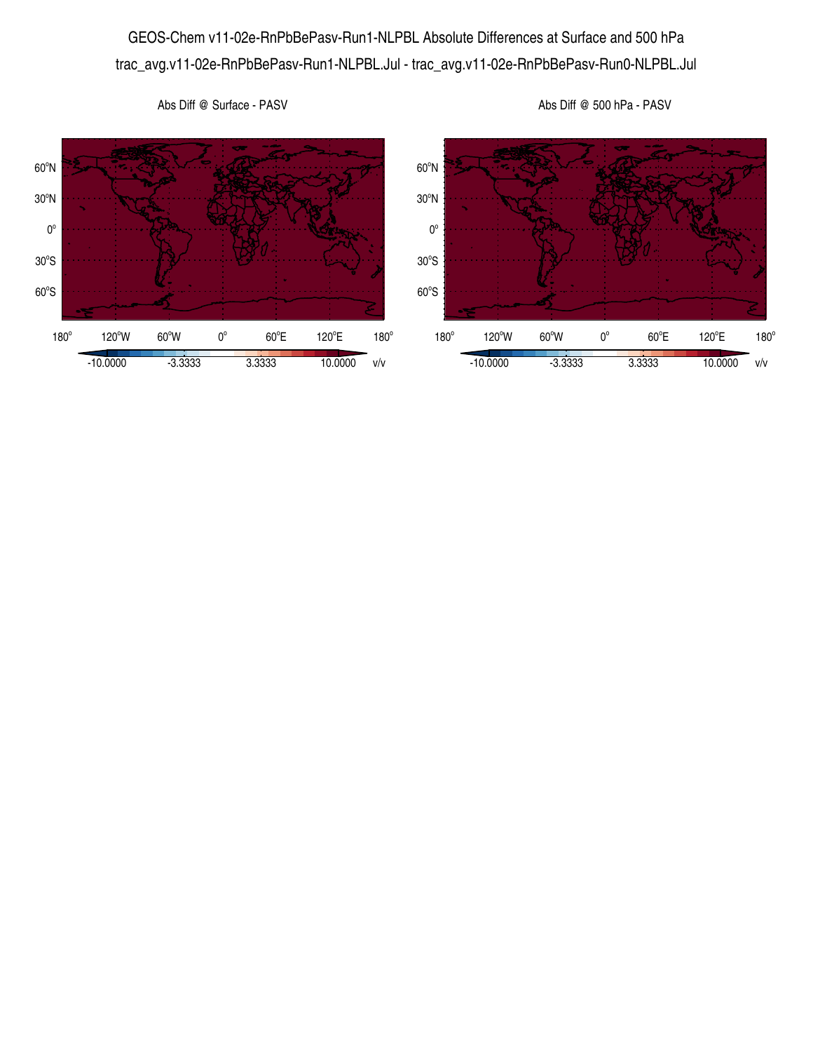GEOS-Chem v11-02e-RnPbBePasv-Run1-NLPBL Absolute Differences at Surface and 500 hPa

trac_avg.v11-02e-RnPbBePasv-Run1-NLPBL.Jul - trac_avg.v11-02e-RnPbBePasv-Run0-NLPBL.Jul

Abs Diff @ Surface - PASV

60°N
30°N
0°
30°S
60°S

180° 120°W 60°W 0° 60°E 120°E 180°

-10.0000 -3.3333 3.3333 10.0000 v/v

Abs Diff @ 500 hPa - PASV

60°N
30°N
0°
30°S
60°S

180° 120°W 60°W 0° 60°E 120°E 180°

-10.0000 -3.3333 3.3333 10.0000 v/v